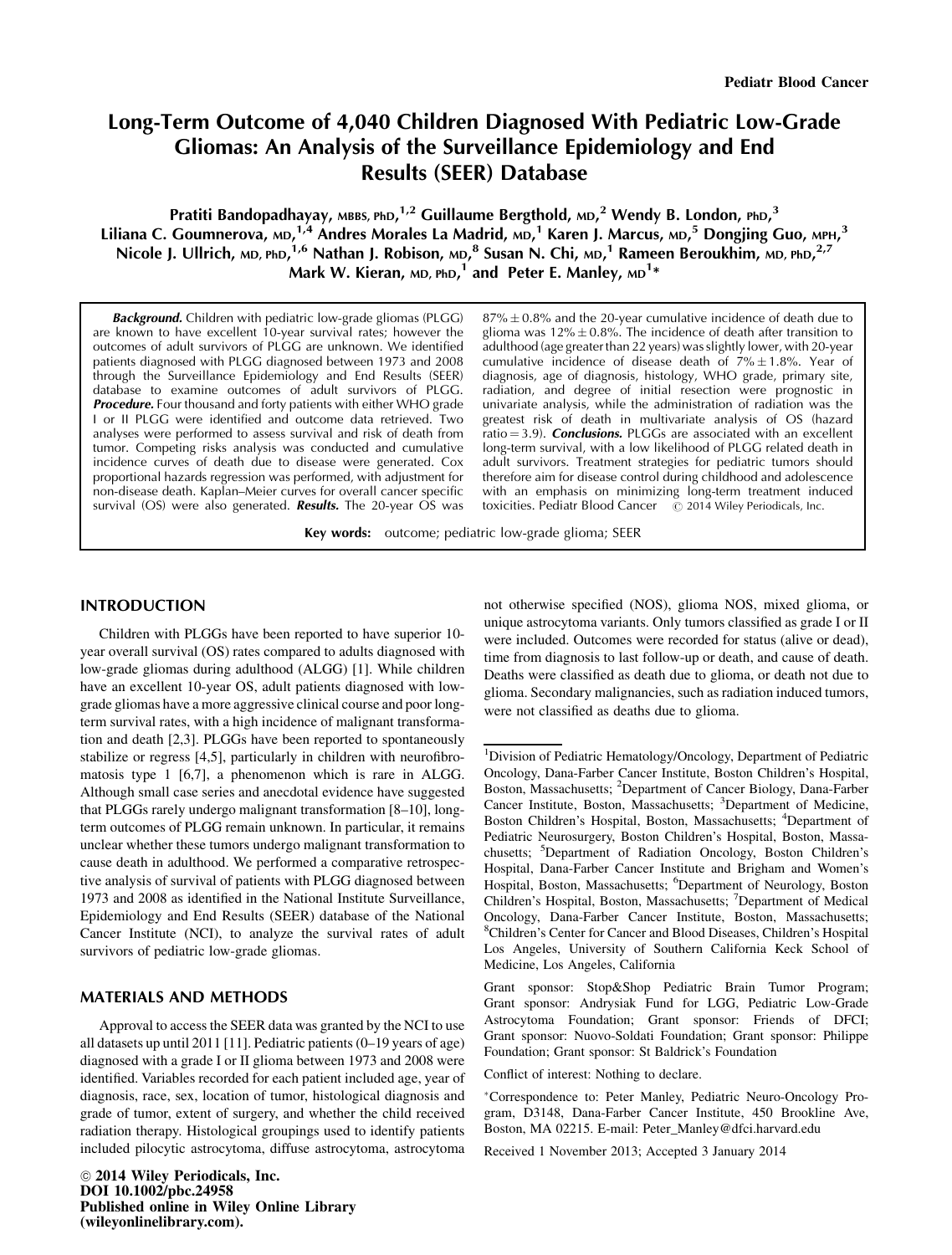# Long-Term Outcome of 4,040 Children Diagnosed With Pediatric Low-Grade Gliomas: An Analysis of the Surveillance Epidemiology and End Results (SEER) Database

Pratiti Bandopadhayay, MBBS, PhD,[1,2] Guillaume Bergthold, MD,[2] Wendy B. London, PhD,[3] Liliana C. Goumnerova, MD,[1,4] Andres Morales La Madrid, MD,[1] Karen J. Marcus, MD,[5] Dongjing Guo, MPH,[3] Nicole J. Ullrich, MD, PhD,[1,6] Nathan J. Robison, MD,[8] Susan N. Chi, MD,[1] Rameen Beroukhim, MD, PhD,[2,7] Mark W. Kieran, MD, PhD,[1] and Peter E. Manley, MD[1]*

***Background.*** Children with pediatric low-grade gliomas (PLGG) are known to have excellent 10-year survival rates; however the outcomes of adult survivors of PLGG are unknown. We identified patients diagnosed with PLGG diagnosed between 1973 and 2008 through the Surveillance Epidemiology and End Results (SEER) database to examine outcomes of adult survivors of PLGG. ***Procedure.*** Four thousand and forty patients with either WHO grade I or II PLGG were identified and outcome data retrieved. Two analyses were performed to assess survival and risk of death from tumor. Competing risks analysis was conducted and cumulative incidence curves of death due to disease were generated. Cox proportional hazards regression was performed, with adjustment for non-disease death. Kaplan–Meier curves for overall cancer specific survival (OS) were also generated. ***Results.*** The 20-year OS was $87\% \pm 0.8\%$ and the 20-year cumulative incidence of death due to glioma was $12\% \pm 0.8\%$. The incidence of death after transition to adulthood (age greater than 22 years) was slightly lower, with 20-year cumulative incidence of disease death of $7\% \pm 1.8\%$. Year of diagnosis, age of diagnosis, histology, WHO grade, primary site, radiation, and degree of initial resection were prognostic in univariate analysis, while the administration of radiation was the greatest risk of death in multivariate analysis of OS (hazard ratio = 3.9). ***Conclusions.*** PLGGs are associated with an excellent long-term survival, with a low likelihood of PLGG related death in adult survivors. Treatment strategies for pediatric tumors should therefore aim for disease control during childhood and adolescence with an emphasis on minimizing long-term treatment induced toxicities. Pediatr Blood Cancer © 2014 Wiley Periodicals, Inc.

**Key words:** outcome; pediatric low-grade glioma; SEER

## INTRODUCTION

Children with PLGGs have been reported to have superior 10-year overall survival (OS) rates compared to adults diagnosed with low-grade gliomas during adulthood (ALGG) [1]. While children have an excellent 10-year OS, adult patients diagnosed with low-grade gliomas have a more aggressive clinical course and poor long-term survival rates, with a high incidence of malignant transformation and death [2,3]. PLGGs have been reported to spontaneously stabilize or regress [4,5], particularly in children with neurofibromatosis type 1 [6,7], a phenomenon which is rare in ALGG. Although small case series and anecdotal evidence have suggested that PLGGs rarely undergo malignant transformation [8–10], long-term outcomes of PLGG remain unknown. In particular, it remains unclear whether these tumors undergo malignant transformation to cause death in adulthood. We performed a comparative retrospective analysis of survival of patients with PLGG diagnosed between 1973 and 2008 as identified in the National Institute Surveillance, Epidemiology and End Results (SEER) database of the National Cancer Institute (NCI), to analyze the survival rates of adult survivors of pediatric low-grade gliomas.

## MATERIALS AND METHODS

Approval to access the SEER data was granted by the NCI to use all datasets up until 2011 [11]. Pediatric patients (0–19 years of age) diagnosed with a grade I or II glioma between 1973 and 2008 were identified. Variables recorded for each patient included age, year of diagnosis, race, sex, location of tumor, histological diagnosis and grade of tumor, extent of surgery, and whether the child received radiation therapy. Histological groupings used to identify patients included pilocytic astrocytoma, diffuse astrocytoma, astrocytoma not otherwise specified (NOS), glioma NOS, mixed glioma, or unique astrocytoma variants. Only tumors classified as grade I or II were included. Outcomes were recorded for status (alive or dead), time from diagnosis to last follow-up or death, and cause of death. Deaths were classified as death due to glioma, or death not due to glioma. Secondary malignancies, such as radiation induced tumors, were not classified as deaths due to glioma.

[1]Division of Pediatric Hematology/Oncology, Department of Pediatric Oncology, Dana-Farber Cancer Institute, Boston Children's Hospital, Boston, Massachusetts; [2]Department of Cancer Biology, Dana-Farber Cancer Institute, Boston, Massachusetts; [3]Department of Medicine, Boston Children's Hospital, Boston, Massachusetts; [4]Department of Pediatric Neurosurgery, Boston Children's Hospital, Boston, Massachusetts; [5]Department of Radiation Oncology, Boston Children's Hospital, Dana-Farber Cancer Institute and Brigham and Women's Hospital, Boston, Massachusetts; [6]Department of Neurology, Boston Children's Hospital, Boston, Massachusetts; [7]Department of Medical Oncology, Dana-Farber Cancer Institute, Boston, Massachusetts; [8]Children's Center for Cancer and Blood Diseases, Children's Hospital Los Angeles, University of Southern California Keck School of Medicine, Los Angeles, California

Grant sponsor: Stop&Shop Pediatric Brain Tumor Program; Grant sponsor: Andrysiak Fund for LGG, Pediatric Low-Grade Astrocytoma Foundation; Grant sponsor: Friends of DFCI; Grant sponsor: Nuovo-Soldati Foundation; Grant sponsor: Philippe Foundation; Grant sponsor: St Baldrick's Foundation

Conflict of interest: Nothing to declare.

*Correspondence to: Peter Manley, Pediatric Neuro-Oncology Program, D3148, Dana-Farber Cancer Institute, 450 Brookline Ave, Boston, MA 02215. E-mail: Peter_Manley@dfci.harvard.edu

Received 1 November 2013; Accepted 3 January 2014

© 2014 Wiley Periodicals, Inc.
DOI 10.1002/pbc.24958
Published online in Wiley Online Library (wileyonlinelibrary.com).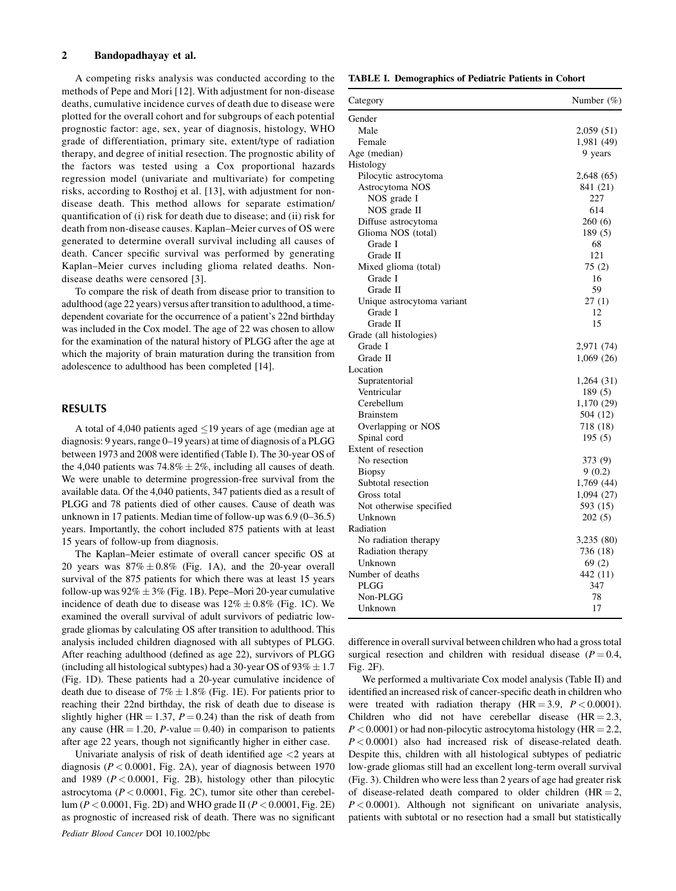A competing risks analysis was conducted according to the methods of Pepe and Mori [12]. With adjustment for non-disease deaths, cumulative incidence curves of death due to disease were plotted for the overall cohort and for subgroups of each potential prognostic factor: age, sex, year of diagnosis, histology, WHO grade of differentiation, primary site, extent/type of radiation therapy, and degree of initial resection. The prognostic ability of the factors was tested using a Cox proportional hazards regression model (univariate and multivariate) for competing risks, according to Rosthoj et al. [13], with adjustment for non-disease death. This method allows for separate estimation/quantification of (i) risk for death due to disease; and (ii) risk for death from non-disease causes. Kaplan–Meier curves of OS were generated to determine overall survival including all causes of death. Cancer specific survival was performed by generating Kaplan–Meier curves including glioma related deaths. Non-disease deaths were censored [3].

To compare the risk of death from disease prior to transition to adulthood (age 22 years) versus after transition to adulthood, a time-dependent covariate for the occurrence of a patient's 22nd birthday was included in the Cox model. The age of 22 was chosen to allow for the examination of the natural history of PLGG after the age at which the majority of brain maturation during the transition from adolescence to adulthood has been completed [14].

## RESULTS

A total of 4,040 patients aged ≤19 years of age (median age at diagnosis: 9 years, range 0–19 years) at time of diagnosis of a PLGG between 1973 and 2008 were identified (Table I). The 30-year OS of the 4,040 patients was 74.8% ± 2%, including all causes of death. We were unable to determine progression-free survival from the available data. Of the 4,040 patients, 347 patients died as a result of PLGG and 78 patients died of other causes. Cause of death was unknown in 17 patients. Median time of follow-up was 6.9 (0–36.5) years. Importantly, the cohort included 875 patients with at least 15 years of follow-up from diagnosis.

The Kaplan–Meier estimate of overall cancer specific OS at 20 years was 87% ± 0.8% (Fig. 1A), and the 20-year overall survival of the 875 patients for which there was at least 15 years follow-up was 92% ± 3% (Fig. 1B). Pepe–Mori 20-year cumulative incidence of death due to disease was 12% ± 0.8% (Fig. 1C). We examined the overall survival of adult survivors of pediatric low-grade gliomas by calculating OS after transition to adulthood. This analysis included children diagnosed with all subtypes of PLGG. After reaching adulthood (defined as age 22), survivors of PLGG (including all histological subtypes) had a 30-year OS of 93% ± 1.7 (Fig. 1D). These patients had a 20-year cumulative incidence of death due to disease of 7% ± 1.8% (Fig. 1E). For patients prior to reaching their 22nd birthday, the risk of death due to disease is slightly higher (HR = 1.37, $P = 0.24$) than the risk of death from any cause (HR = 1.20, $P$-value = 0.40) in comparison to patients after age 22 years, though not significantly higher in either case.

Univariate analysis of risk of death identified age <2 years at diagnosis ($P < 0.0001$, Fig. 2A), year of diagnosis between 1970 and 1989 ($P < 0.0001$, Fig. 2B), histology other than pilocytic astrocytoma ($P < 0.0001$, Fig. 2C), tumor site other than cerebellum ($P < 0.0001$, Fig. 2D) and WHO grade II ($P < 0.0001$, Fig. 2E) as prognostic of increased risk of death. There was no significant difference in overall survival between children who had a gross total surgical resection and children with residual disease ($P = 0.4$, Fig. 2F).

We performed a multivariate Cox model analysis (Table II) and identified an increased risk of cancer-specific death in children who were treated with radiation therapy (HR = 3.9, $P < 0.0001$). Children who did not have cerebellar disease (HR = 2.3, $P < 0.0001$) or had non-pilocytic astrocytoma histology (HR = 2.2, $P < 0.0001$) also had increased risk of disease-related death. Despite this, children with all histological subtypes of pediatric low-grade gliomas still had an excellent long-term overall survival (Fig. 3). Children who were less than 2 years of age had greater risk of disease-related death compared to older children (HR = 2, $P < 0.0001$). Although not significant on univariate analysis, patients with subtotal or no resection had a small but statistically

**TABLE I. Demographics of Pediatric Patients in Cohort**

| Category | Number (%) |
|---|---|
| Gender | |
| Male | 2,059 (51) |
| Female | 1,981 (49) |
| Age (median) | 9 years |
| Histology | |
| Pilocytic astrocytoma | 2,648 (65) |
| Astrocytoma NOS | 841 (21) |
| NOS grade I | 227 |
| NOS grade II | 614 |
| Diffuse astrocytoma | 260 (6) |
| Glioma NOS (total) | 189 (5) |
| Grade I | 68 |
| Grade II | 121 |
| Mixed glioma (total) | 75 (2) |
| Grade I | 16 |
| Grade II | 59 |
| Unique astrocytoma variant | 27 (1) |
| Grade I | 12 |
| Grade II | 15 |
| Grade (all histologies) | |
| Grade I | 2,971 (74) |
| Grade II | 1,069 (26) |
| Location | |
| Supratentorial | 1,264 (31) |
| Ventricular | 189 (5) |
| Cerebellum | 1,170 (29) |
| Brainstem | 504 (12) |
| Overlapping or NOS | 718 (18) |
| Spinal cord | 195 (5) |
| Extent of resection | |
| No resection | 373 (9) |
| Biopsy | 9 (0.2) |
| Subtotal resection | 1,769 (44) |
| Gross total | 1,094 (27) |
| Not otherwise specified | 593 (15) |
| Unknown | 202 (5) |
| Radiation | |
| No radiation therapy | 3,235 (80) |
| Radiation therapy | 736 (18) |
| Unknown | 69 (2) |
| Number of deaths | 442 (11) |
| PLGG | 347 |
| Non-PLGG | 78 |
| Unknown | 17 |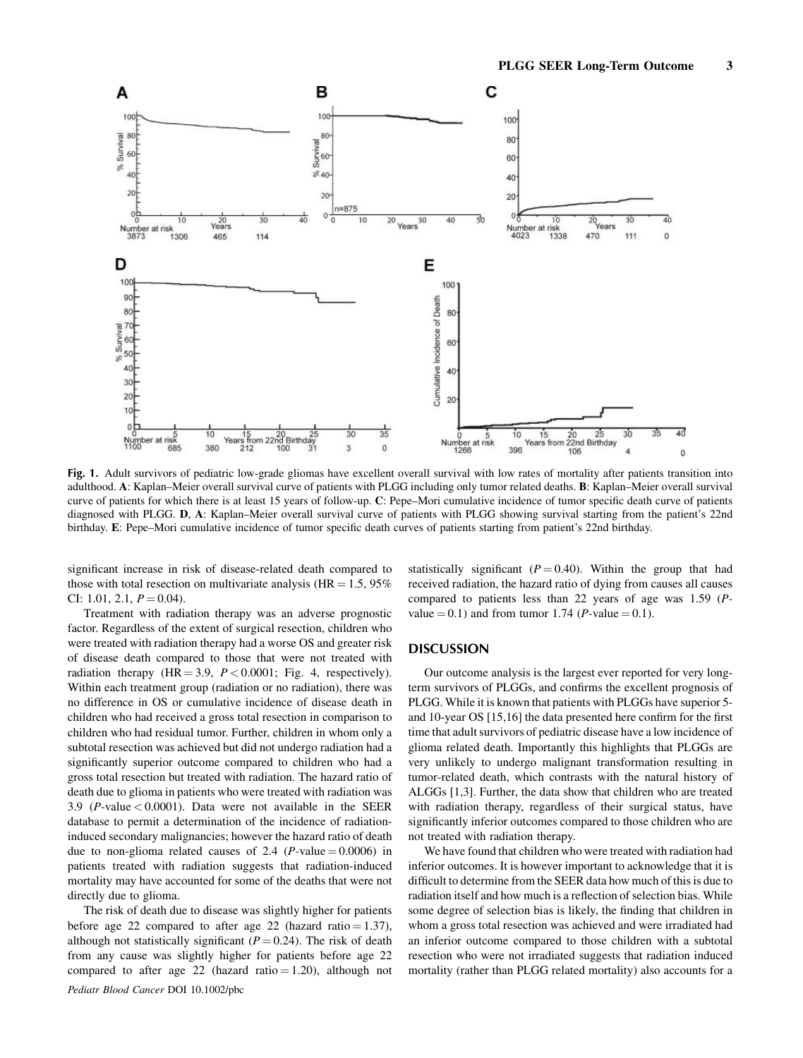**Fig. 1.** Adult survivors of pediatric low-grade gliomas have excellent overall survival with low rates of mortality after patients transition into adulthood. **A**: Kaplan–Meier overall survival curve of patients with PLGG including only tumor related deaths. **B**: Kaplan–Meier overall survival curve of patients for which there is at least 15 years of follow-up. **C**: Pepe–Mori cumulative incidence of tumor specific death curve of patients diagnosed with PLGG. **D**, **A**: Kaplan–Meier overall survival curve of patients with PLGG showing survival starting from the patient's 22nd birthday. **E**: Pepe–Mori cumulative incidence of tumor specific death curves of patients starting from patient's 22nd birthday.

significant increase in risk of disease-related death compared to those with total resection on multivariate analysis (HR = 1.5, 95% CI: 1.01, 2.1, $P = 0.04$).

Treatment with radiation therapy was an adverse prognostic factor. Regardless of the extent of surgical resection, children who were treated with radiation therapy had a worse OS and greater risk of disease death compared to those that were not treated with radiation therapy (HR = 3.9, $P < 0.0001$; Fig. 4, respectively). Within each treatment group (radiation or no radiation), there was no difference in OS or cumulative incidence of disease death in children who had received a gross total resection in comparison to children who had residual tumor. Further, children in whom only a subtotal resection was achieved but did not undergo radiation had a significantly superior outcome compared to children who had a gross total resection but treated with radiation. The hazard ratio of death due to glioma in patients who were treated with radiation was 3.9 ($P$-value < 0.0001). Data were not available in the SEER database to permit a determination of the incidence of radiation-induced secondary malignancies; however the hazard ratio of death due to non-glioma related causes of 2.4 ($P$-value = 0.0006) in patients treated with radiation suggests that radiation-induced mortality may have accounted for some of the deaths that were not directly due to glioma.

The risk of death due to disease was slightly higher for patients before age 22 compared to after age 22 (hazard ratio = 1.37), although not statistically significant ($P = 0.24$). The risk of death from any cause was slightly higher for patients before age 22 compared to after age 22 (hazard ratio = 1.20), although not statistically significant ($P = 0.40$). Within the group that had received radiation, the hazard ratio of dying from causes all causes compared to patients less than 22 years of age was 1.59 ($P$-value = 0.1) and from tumor 1.74 ($P$-value = 0.1).

## DISCUSSION

Our outcome analysis is the largest ever reported for very long-term survivors of PLGGs, and confirms the excellent prognosis of PLGG. While it is known that patients with PLGGs have superior 5- and 10-year OS [15,16] the data presented here confirm for the first time that adult survivors of pediatric disease have a low incidence of glioma related death. Importantly this highlights that PLGGs are very unlikely to undergo malignant transformation resulting in tumor-related death, which contrasts with the natural history of ALGGs [1,3]. Further, the data show that children who are treated with radiation therapy, regardless of their surgical status, have significantly inferior outcomes compared to those children who are not treated with radiation therapy.

We have found that children who were treated with radiation had inferior outcomes. It is however important to acknowledge that it is difficult to determine from the SEER data how much of this is due to radiation itself and how much is a reflection of selection bias. While some degree of selection bias is likely, the finding that children in whom a gross total resection was achieved and were irradiated had an inferior outcome compared to those children with a subtotal resection who were not irradiated suggests that radiation induced mortality (rather than PLGG related mortality) also accounts for a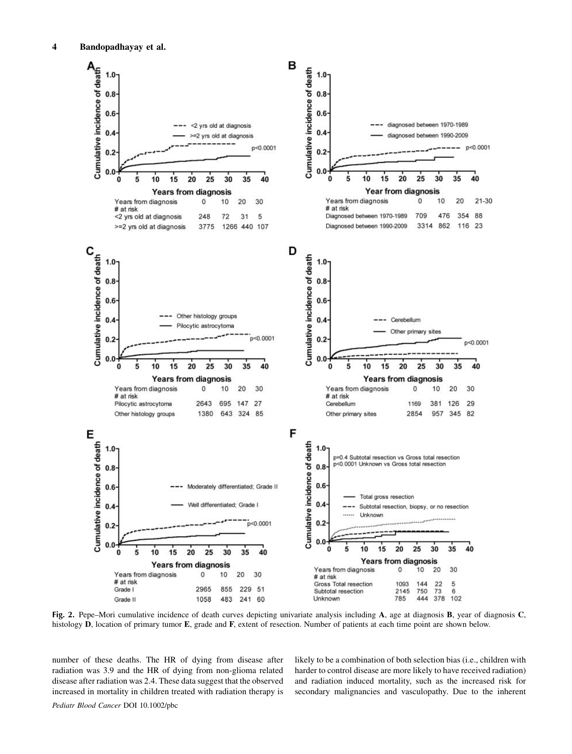**Fig. 2.** Pepe–Mori cumulative incidence of death curves depicting univariate analysis including **A**, age at diagnosis **B**, year of diagnosis **C**, histology **D**, location of primary tumor **E**, grade and **F**, extent of resection. Number of patients at each time point are shown below.

number of these deaths. The HR of dying from disease after radiation was 3.9 and the HR of dying from non-glioma related disease after radiation was 2.4. These data suggest that the observed increased in mortality in children treated with radiation therapy is likely to be a combination of both selection bias (i.e., children with harder to control disease are more likely to have received radiation) and radiation induced mortality, such as the increased risk for secondary malignancies and vasculopathy. Due to the inherent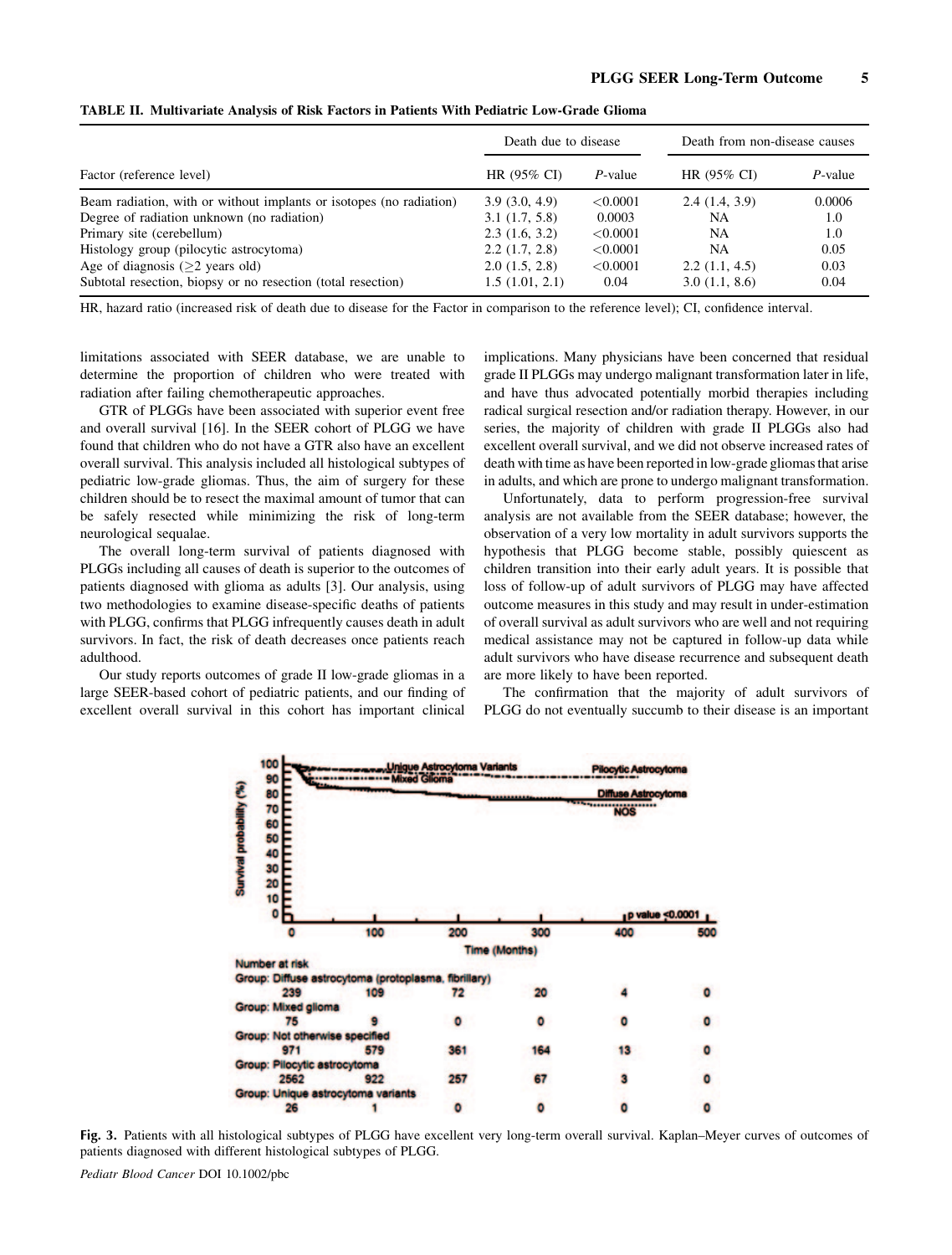TABLE II. Multivariate Analysis of Risk Factors in Patients With Pediatric Low-Grade Glioma

| Factor (reference level) | Death due to disease | | Death from non-disease causes | |
|---|---|---|---|---|
| | HR (95% CI) | *P*-value | HR (95% CI) | *P*-value |
| Beam radiation, with or without implants or isotopes (no radiation) | 3.9 (3.0, 4.9) | <0.0001 | 2.4 (1.4, 3.9) | 0.0006 |
| Degree of radiation unknown (no radiation) | 3.1 (1.7, 5.8) | 0.0003 | NA | 1.0 |
| Primary site (cerebellum) | 2.3 (1.6, 3.2) | <0.0001 | NA | 1.0 |
| Histology group (pilocytic astrocytoma) | 2.2 (1.7, 2.8) | <0.0001 | NA | 0.05 |
| Age of diagnosis (≥2 years old) | 2.0 (1.5, 2.8) | <0.0001 | 2.2 (1.1, 4.5) | 0.03 |
| Subtotal resection, biopsy or no resection (total resection) | 1.5 (1.01, 2.1) | 0.04 | 3.0 (1.1, 8.6) | 0.04 |

HR, hazard ratio (increased risk of death due to disease for the Factor in comparison to the reference level); CI, confidence interval.

limitations associated with SEER database, we are unable to determine the proportion of children who were treated with radiation after failing chemotherapeutic approaches.

GTR of PLGGs have been associated with superior event free and overall survival [16]. In the SEER cohort of PLGG we have found that children who do not have a GTR also have an excellent overall survival. This analysis included all histological subtypes of pediatric low-grade gliomas. Thus, the aim of surgery for these children should be to resect the maximal amount of tumor that can be safely resected while minimizing the risk of long-term neurological sequalae.

The overall long-term survival of patients diagnosed with PLGGs including all causes of death is superior to the outcomes of patients diagnosed with glioma as adults [3]. Our analysis, using two methodologies to examine disease-specific deaths of patients with PLGG, confirms that PLGG infrequently causes death in adult survivors. In fact, the risk of death decreases once patients reach adulthood.

Our study reports outcomes of grade II low-grade gliomas in a large SEER-based cohort of pediatric patients, and our finding of excellent overall survival in this cohort has important clinical implications. Many physicians have been concerned that residual grade II PLGGs may undergo malignant transformation later in life, and have thus advocated potentially morbid therapies including radical surgical resection and/or radiation therapy. However, in our series, the majority of children with grade II PLGGs also had excellent overall survival, and we did not observe increased rates of death with time as have been reported in low-grade gliomas that arise in adults, and which are prone to undergo malignant transformation.

Unfortunately, data to perform progression-free survival analysis are not available from the SEER database; however, the observation of a very low mortality in adult survivors supports the hypothesis that PLGG become stable, possibly quiescent as children transition into their early adult years. It is possible that loss of follow-up of adult survivors of PLGG may have affected outcome measures in this study and may result in under-estimation of overall survival as adult survivors who are well and not requiring medical assistance may not be captured in follow-up data while adult survivors who have disease recurrence and subsequent death are more likely to have been reported.

The confirmation that the majority of adult survivors of PLGG do not eventually succumb to their disease is an important

Unique Astrocytoma Variants
Mixed Glioma
Pilocytic Astrocytoma
Diffuse Astrocytoma
NOS
Survival probability (%)
100 90 80 70 60 50 40 30 20 10 0
p value ≤0.0001
0 100 200 300 400 500
Time (Months)
Number at risk
Group: Diffuse astrocytoma (protoplasma, fibrillary)
239 109 72 20 4 0
Group: Mixed glioma
75 9 0 0 0 0
Group: Not otherwise specified
971 579 361 164 13 0
Group: Pilocytic astrocytoma
2562 922 257 67 3 0
Group: Unique astrocytoma variants
26 1 0 0 0 0

**Fig. 3.** Patients with all histological subtypes of PLGG have excellent very long-term overall survival. Kaplan–Meyer curves of outcomes of patients diagnosed with different histological subtypes of PLGG.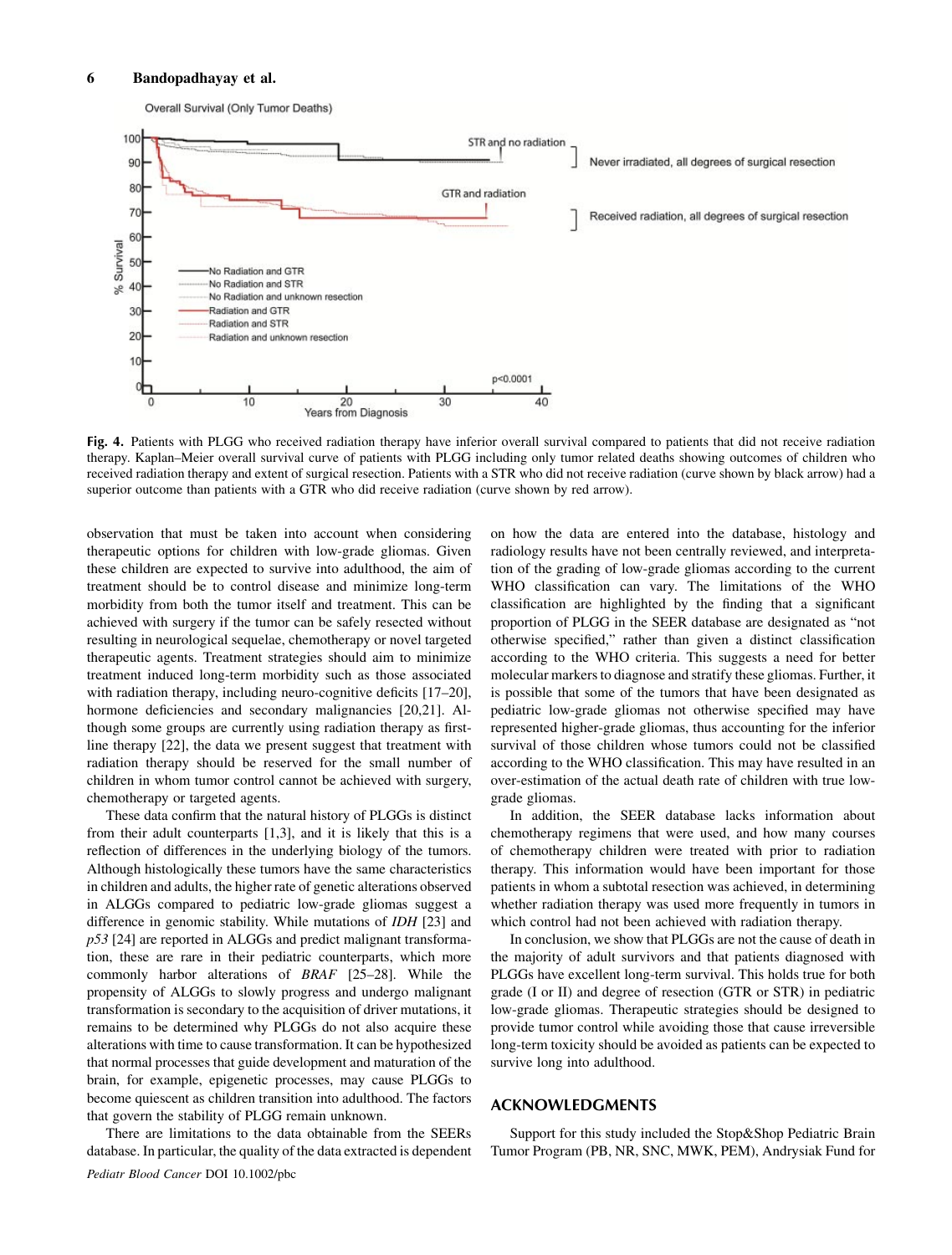**Fig. 4.** Patients with PLGG who received radiation therapy have inferior overall survival compared to patients that did not receive radiation therapy. Kaplan–Meier overall survival curve of patients with PLGG including only tumor related deaths showing outcomes of children who received radiation therapy and extent of surgical resection. Patients with a STR who did not receive radiation (curve shown by black arrow) had a superior outcome than patients with a GTR who did receive radiation (curve shown by red arrow).

observation that must be taken into account when considering therapeutic options for children with low-grade gliomas. Given these children are expected to survive into adulthood, the aim of treatment should be to control disease and minimize long-term morbidity from both the tumor itself and treatment. This can be achieved with surgery if the tumor can be safely resected without resulting in neurological sequelae, chemotherapy or novel targeted therapeutic agents. Treatment strategies should aim to minimize treatment induced long-term morbidity such as those associated with radiation therapy, including neuro-cognitive deficits [17–20], hormone deficiencies and secondary malignancies [20,21]. Although some groups are currently using radiation therapy as first-line therapy [22], the data we present suggest that treatment with radiation therapy should be reserved for the small number of children in whom tumor control cannot be achieved with surgery, chemotherapy or targeted agents.

These data confirm that the natural history of PLGGs is distinct from their adult counterparts [1,3], and it is likely that this is a reflection of differences in the underlying biology of the tumors. Although histologically these tumors have the same characteristics in children and adults, the higher rate of genetic alterations observed in ALGGs compared to pediatric low-grade gliomas suggest a difference in genomic stability. While mutations of *IDH* [23] and *p53* [24] are reported in ALGGs and predict malignant transformation, these are rare in their pediatric counterparts, which more commonly harbor alterations of *BRAF* [25–28]. While the propensity of ALGGs to slowly progress and undergo malignant transformation is secondary to the acquisition of driver mutations, it remains to be determined why PLGGs do not also acquire these alterations with time to cause transformation. It can be hypothesized that normal processes that guide development and maturation of the brain, for example, epigenetic processes, may cause PLGGs to become quiescent as children transition into adulthood. The factors that govern the stability of PLGG remain unknown.

There are limitations to the data obtainable from the SEERs database. In particular, the quality of the data extracted is dependent on how the data are entered into the database, histology and radiology results have not been centrally reviewed, and interpretation of the grading of low-grade gliomas according to the current WHO classification can vary. The limitations of the WHO classification are highlighted by the finding that a significant proportion of PLGG in the SEER database are designated as "not otherwise specified," rather than given a distinct classification according to the WHO criteria. This suggests a need for better molecular markers to diagnose and stratify these gliomas. Further, it is possible that some of the tumors that have been designated as pediatric low-grade gliomas not otherwise specified may have represented higher-grade gliomas, thus accounting for the inferior survival of those children whose tumors could not be classified according to the WHO classification. This may have resulted in an over-estimation of the actual death rate of children with true low-grade gliomas.

In addition, the SEER database lacks information about chemotherapy regimens that were used, and how many courses of chemotherapy children were treated with prior to radiation therapy. This information would have been important for those patients in whom a subtotal resection was achieved, in determining whether radiation therapy was used more frequently in tumors in which control had not been achieved with radiation therapy.

In conclusion, we show that PLGGs are not the cause of death in the majority of adult survivors and that patients diagnosed with PLGGs have excellent long-term survival. This holds true for both grade (I or II) and degree of resection (GTR or STR) in pediatric low-grade gliomas. Therapeutic strategies should be designed to provide tumor control while avoiding those that cause irreversible long-term toxicity should be avoided as patients can be expected to survive long into adulthood.

## ACKNOWLEDGMENTS

Support for this study included the Stop&Shop Pediatric Brain Tumor Program (PB, NR, SNC, MWK, PEM), Andrysiak Fund for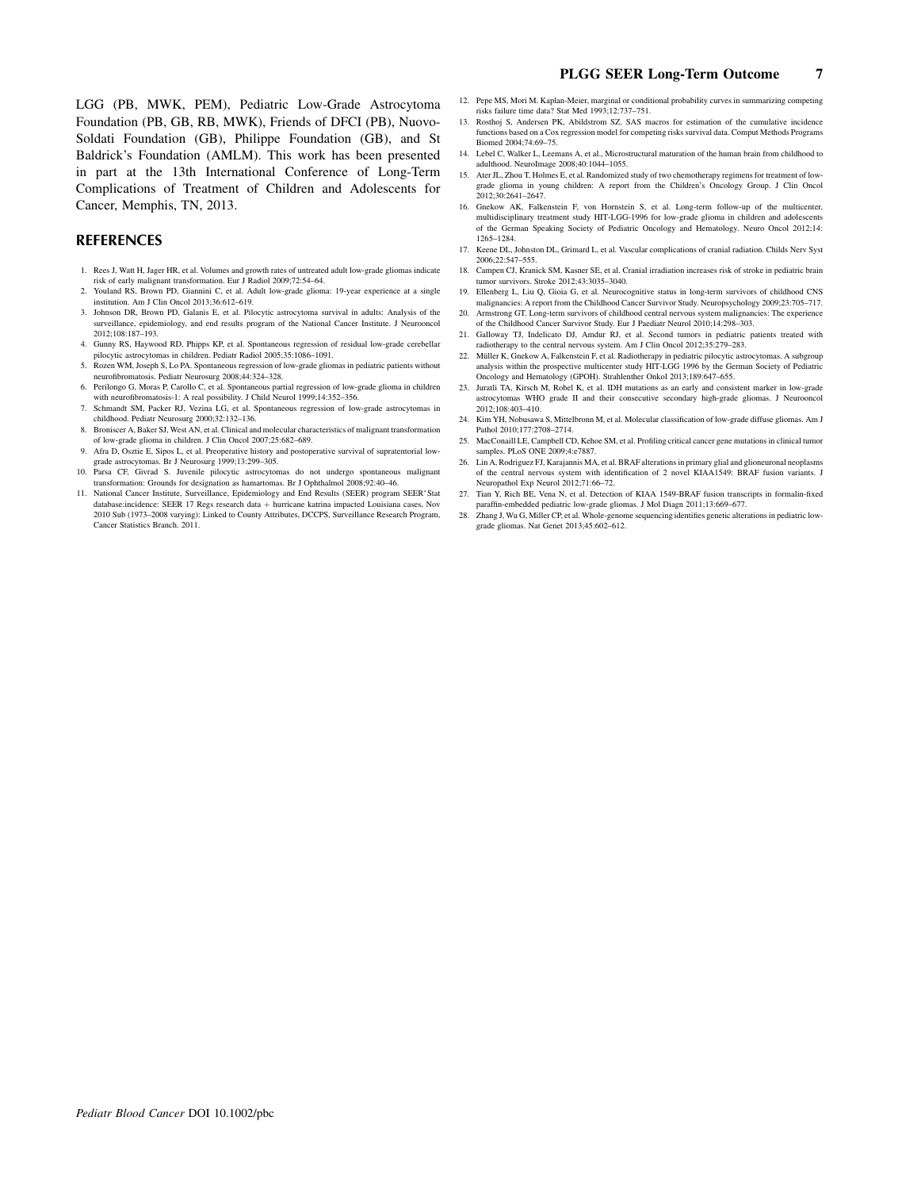LGG (PB, MWK, PEM), Pediatric Low-Grade Astrocytoma Foundation (PB, GB, RB, MWK), Friends of DFCI (PB), Nuovo-Soldati Foundation (GB), Philippe Foundation (GB), and St Baldrick's Foundation (AMLM). This work has been presented in part at the 13th International Conference of Long-Term Complications of Treatment of Children and Adolescents for Cancer, Memphis, TN, 2013.

## REFERENCES

1. Rees J, Watt H, Jager HR, et al. Volumes and growth rates of untreated adult low-grade gliomas indicate risk of early malignant transformation. Eur J Radiol 2009;72:54–64.
2. Youland RS, Brown PD, Giannini C, et al. Adult low-grade glioma: 19-year experience at a single institution. Am J Clin Oncol 2013;36:612–619.
3. Johnson DR, Brown PD, Galanis E, et al. Pilocytic astrocytoma survival in adults: Analysis of the surveillance, epidemiology, and end results program of the National Cancer Institute. J Neurooncol 2012;108:187–193.
4. Gunny RS, Haywood RD, Phipps KP, et al. Spontaneous regression of residual low-grade cerebellar pilocytic astrocytomas in children. Pediatr Radiol 2005;35:1086–1091.
5. Rozen WM, Joseph S, Lo PA. Spontaneous regression of low-grade gliomas in pediatric patients without neurofibromatosis. Pediatr Neurosurg 2008;44:324–328.
6. Perilongo G, Moras P, Carollo C, et al. Spontaneous partial regression of low-grade glioma in children with neurofibromatosis-1: A real possibility. J Child Neurol 1999;14:352–356.
7. Schmandt SM, Packer RJ, Vezina LG, et al. Spontaneous regression of low-grade astrocytomas in childhood. Pediatr Neurosurg 2000;32:132–136.
8. Broniscer A, Baker SJ, West AN, et al. Clinical and molecular characteristics of malignant transformation of low-grade glioma in children. J Clin Oncol 2007;25:682–689.
9. Afra D, Osztie E, Sipos L, et al. Preoperative history and postoperative survival of supratentorial low-grade astrocytomas. Br J Neurosurg 1999;13:299–305.
10. Parsa CF, Givrad S. Juvenile pilocytic astrocytomas do not undergo spontaneous malignant transformation: Grounds for designation as hamartomas. Br J Ophthalmol 2008;92:40–46.
11. National Cancer Institute, Surveillance, Epidemiology and End Results (SEER) program SEER*Stat database:incidence: SEER 17 Regs research data + hurricane katrina impacted Louisiana cases, Nov 2010 Sub (1973–2008 varying): Linked to County Attributes, DCCPS, Surveillance Research Program, Cancer Statistics Branch. 2011.
12. Pepe MS, Mori M. Kaplan-Meier, marginal or conditional probability curves in summarizing competing risks failure time data? Stat Med 1993;12:737–751.
13. Rosthoj S, Andersen PK, Abildstrom SZ. SAS macros for estimation of the cumulative incidence functions based on a Cox regression model for competing risks survival data. Comput Methods Programs Biomed 2004;74:69–75.
14. Lebel C, Walker L, Leemans A, et al., Microstructural maturation of the human brain from childhood to adulthood. NeuroImage 2008;40:1044–1055.
15. Ater JL, Zhou T, Holmes E, et al. Randomized study of two chemotherapy regimens for treatment of low-grade glioma in young children: A report from the Children's Oncology Group. J Clin Oncol 2012;30:2641–2647.
16. Gnekow AK, Falkenstein F, von Hornstein S, et al. Long-term follow-up of the multicenter, multidisciplinary treatment study HIT-LGG-1996 for low-grade glioma in children and adolescents of the German Speaking Society of Pediatric Oncology and Hematology. Neuro Oncol 2012;14: 1265–1284.
17. Keene DL, Johnston DL, Grimard L, et al. Vascular complications of cranial radiation. Childs Nerv Syst 2006;22:547–555.
18. Campen CJ, Kranick SM, Kasner SE, et al. Cranial irradiation increases risk of stroke in pediatric brain tumor survivors. Stroke 2012;43:3035–3040.
19. Ellenberg L, Liu Q, Gioia G, et al. Neurocognitive status in long-term survivors of childhood CNS malignancies: A report from the Childhood Cancer Survivor Study. Neuropsychology 2009;23:705–717.
20. Armstrong GT. Long-term survivors of childhood central nervous system malignancies: The experience of the Childhood Cancer Survivor Study. Eur J Paediatr Neurol 2010;14:298–303.
21. Galloway TJ, Indelicato DJ, Amdur RJ, et al. Second tumors in pediatric patients treated with radiotherapy to the central nervous system. Am J Clin Oncol 2012;35:279–283.
22. Müller K, Gnekow A, Falkenstein F, et al. Radiotherapy in pediatric pilocytic astrocytomas. A subgroup analysis within the prospective multicenter study HIT-LGG 1996 by the German Society of Pediatric Oncology and Hematology (GPOH). Strahlenther Onkol 2013;189:647–655.
23. Juratli TA, Kirsch M, Robel K, et al. IDH mutations as an early and consistent marker in low-grade astrocytomas WHO grade II and their consecutive secondary high-grade gliomas. J Neurooncol 2012;108:403–410.
24. Kim YH, Nobusawa S, Mittelbronn M, et al. Molecular classification of low-grade diffuse gliomas. Am J Pathol 2010;177:2708–2714.
25. MacConaill LE, Campbell CD, Kehoe SM, et al. Profiling critical cancer gene mutations in clinical tumor samples. PLoS ONE 2009;4:e7887.
26. Lin A, Rodriguez FJ, Karajannis MA, et al. BRAF alterations in primary glial and glioneuronal neoplasms of the central nervous system with identification of 2 novel KIAA1549: BRAF fusion variants. J Neuropathol Exp Neurol 2012;71:66–72.
27. Tian Y, Rich BE, Vena N, et al. Detection of KIAA 1549-BRAF fusion transcripts in formalin-fixed paraffin-embedded pediatric low-grade gliomas. J Mol Diagn 2011;13:669–677.
28. Zhang J, Wu G, Miller CP, et al. Whole-genome sequencing identifies genetic alterations in pediatric low-grade gliomas. Nat Genet 2013;45:602–612.